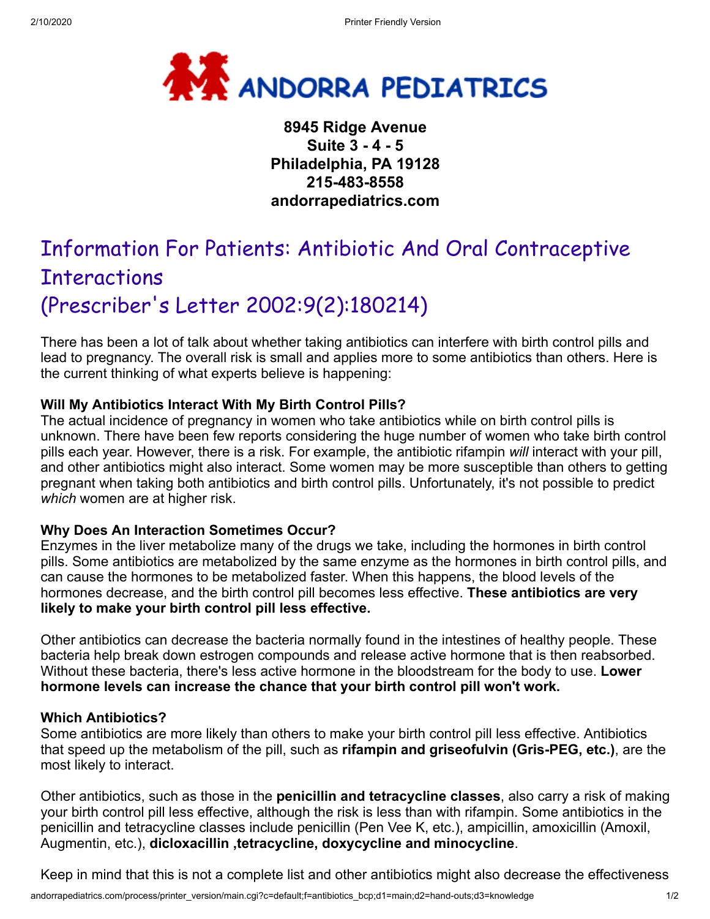**ANDORRA PEDIATRICS**

**8945 Ridge Avenue**
**Suite 3 - 4 - 5**
**Philadelphia, PA 19128**
**215-483-8558**
**andorrapediatrics.com**

# Information For Patients: Antibiotic And Oral Contraceptive Interactions (Prescriber's Letter 2002:9(2):180214)

There has been a lot of talk about whether taking antibiotics can interfere with birth control pills and lead to pregnancy. The overall risk is small and applies more to some antibiotics than others. Here is the current thinking of what experts believe is happening:

### Will My Antibiotics Interact With My Birth Control Pills?

The actual incidence of pregnancy in women who take antibiotics while on birth control pills is unknown. There have been few reports considering the huge number of women who take birth control pills each year. However, there is a risk. For example, the antibiotic rifampin *will* interact with your pill, and other antibiotics might also interact. Some women may be more susceptible than others to getting pregnant when taking both antibiotics and birth control pills. Unfortunately, it's not possible to predict *which* women are at higher risk.

### Why Does An Interaction Sometimes Occur?

Enzymes in the liver metabolize many of the drugs we take, including the hormones in birth control pills. Some antibiotics are metabolized by the same enzyme as the hormones in birth control pills, and can cause the hormones to be metabolized faster. When this happens, the blood levels of the hormones decrease, and the birth control pill becomes less effective. **These antibiotics are very likely to make your birth control pill less effective.**

Other antibiotics can decrease the bacteria normally found in the intestines of healthy people. These bacteria help break down estrogen compounds and release active hormone that is then reabsorbed. Without these bacteria, there's less active hormone in the bloodstream for the body to use. **Lower hormone levels can increase the chance that your birth control pill won't work.**

### Which Antibiotics?

Some antibiotics are more likely than others to make your birth control pill less effective. Antibiotics that speed up the metabolism of the pill, such as **rifampin and griseofulvin (Gris-PEG, etc.)**, are the most likely to interact.

Other antibiotics, such as those in the **penicillin and tetracycline classes**, also carry a risk of making your birth control pill less effective, although the risk is less than with rifampin. Some antibiotics in the penicillin and tetracycline classes include penicillin (Pen Vee K, etc.), ampicillin, amoxicillin (Amoxil, Augmentin, etc.), **dicloxacillin ,tetracycline, doxycycline and minocycline**.

Keep in mind that this is not a complete list and other antibiotics might also decrease the effectiveness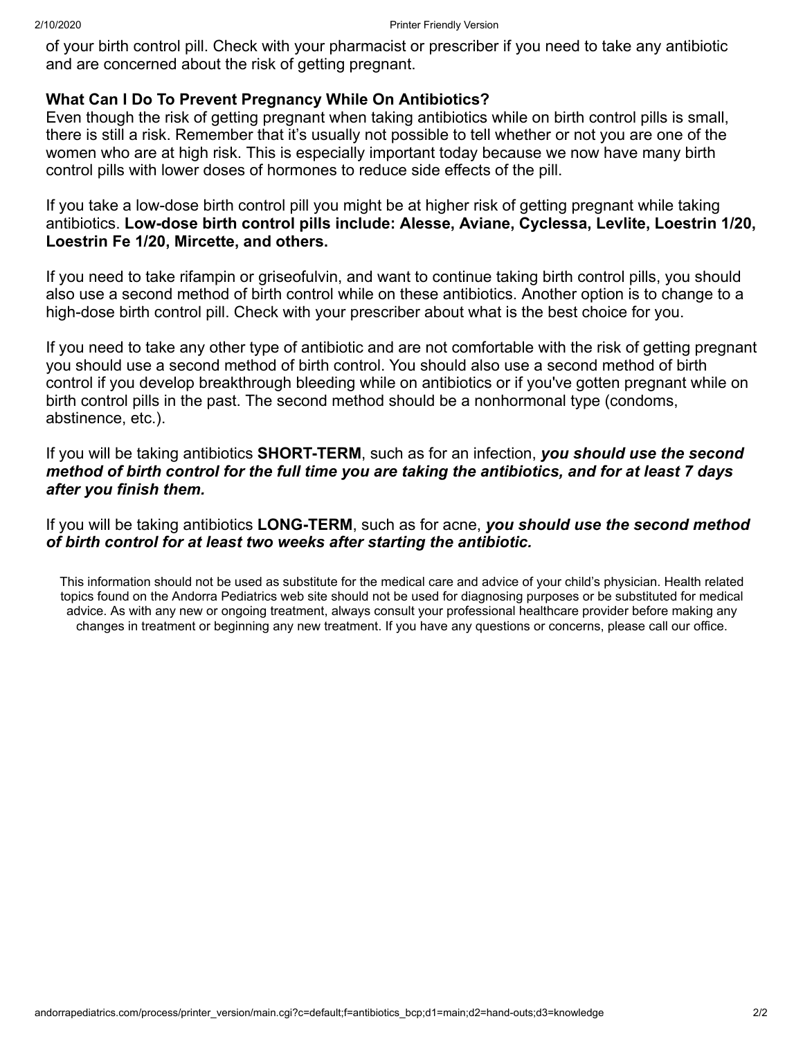of your birth control pill. Check with your pharmacist or prescriber if you need to take any antibiotic and are concerned about the risk of getting pregnant.

**What Can I Do To Prevent Pregnancy While On Antibiotics?**

Even though the risk of getting pregnant when taking antibiotics while on birth control pills is small, there is still a risk. Remember that it's usually not possible to tell whether or not you are one of the women who are at high risk. This is especially important today because we now have many birth control pills with lower doses of hormones to reduce side effects of the pill.

If you take a low-dose birth control pill you might be at higher risk of getting pregnant while taking antibiotics. **Low-dose birth control pills include: Alesse, Aviane, Cyclessa, Levlite, Loestrin 1/20, Loestrin Fe 1/20, Mircette, and others.**

If you need to take rifampin or griseofulvin, and want to continue taking birth control pills, you should also use a second method of birth control while on these antibiotics. Another option is to change to a high-dose birth control pill. Check with your prescriber about what is the best choice for you.

If you need to take any other type of antibiotic and are not comfortable with the risk of getting pregnant you should use a second method of birth control. You should also use a second method of birth control if you develop breakthrough bleeding while on antibiotics or if you've gotten pregnant while on birth control pills in the past. The second method should be a nonhormonal type (condoms, abstinence, etc.).

If you will be taking antibiotics **SHORT-TERM**, such as for an infection, ***you should use the second method of birth control for the full time you are taking the antibiotics, and for at least 7 days after you finish them.***

If you will be taking antibiotics **LONG-TERM**, such as for acne, ***you should use the second method of birth control for at least two weeks after starting the antibiotic.***

This information should not be used as substitute for the medical care and advice of your child's physician. Health related topics found on the Andorra Pediatrics web site should not be used for diagnosing purposes or be substituted for medical advice. As with any new or ongoing treatment, always consult your professional healthcare provider before making any changes in treatment or beginning any new treatment. If you have any questions or concerns, please call our office.